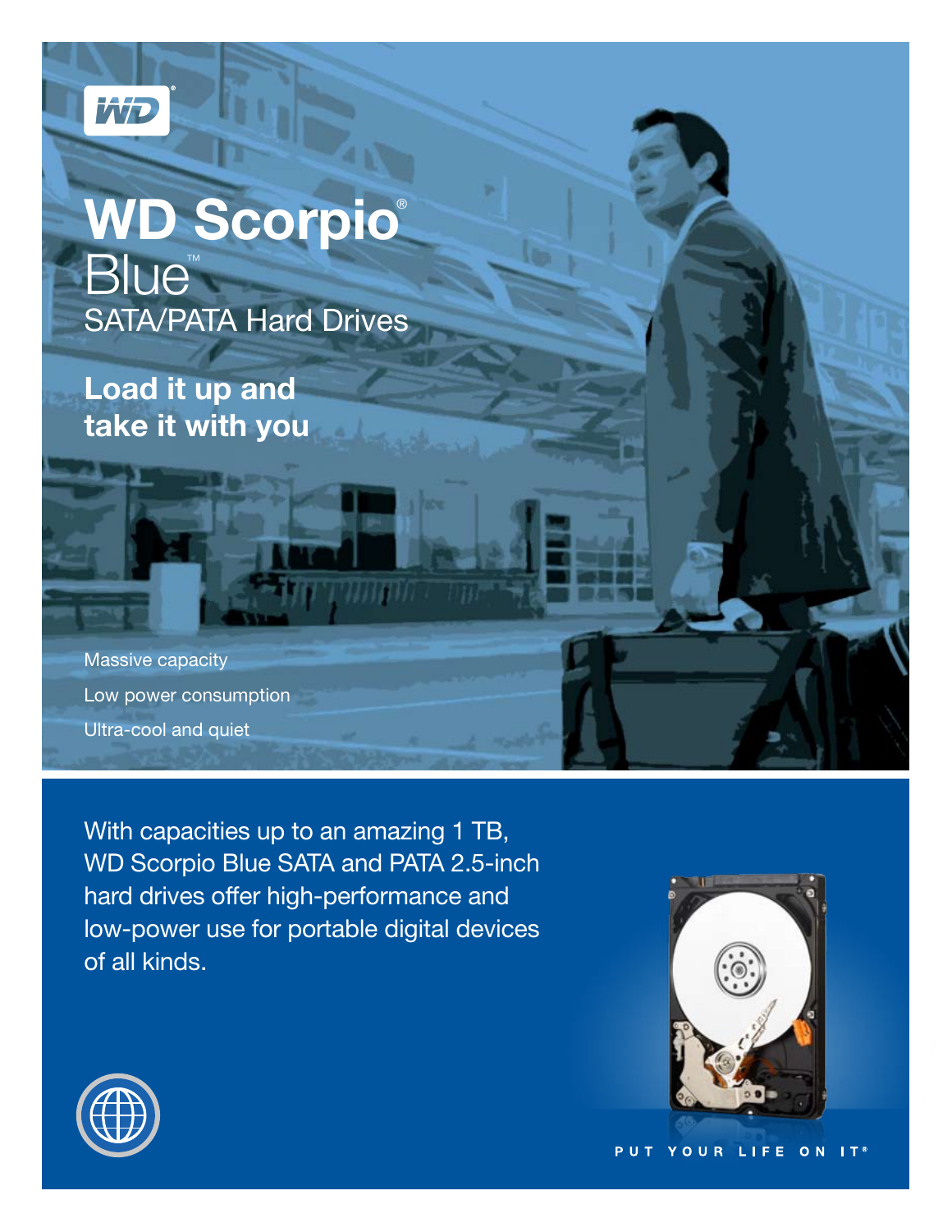# WD Scorpio® Blue™

## SATA/PATA Hard Drives

### Load it up and take it with you

Massive capacity

Low power consumption

Ultra-cool and quiet

With capacities up to an amazing 1 TB, WD Scorpio Blue SATA and PATA 2.5-inch hard drives offer high-performance and low-power use for portable digital devices of all kinds.

PUT YOUR LIFE ON IT®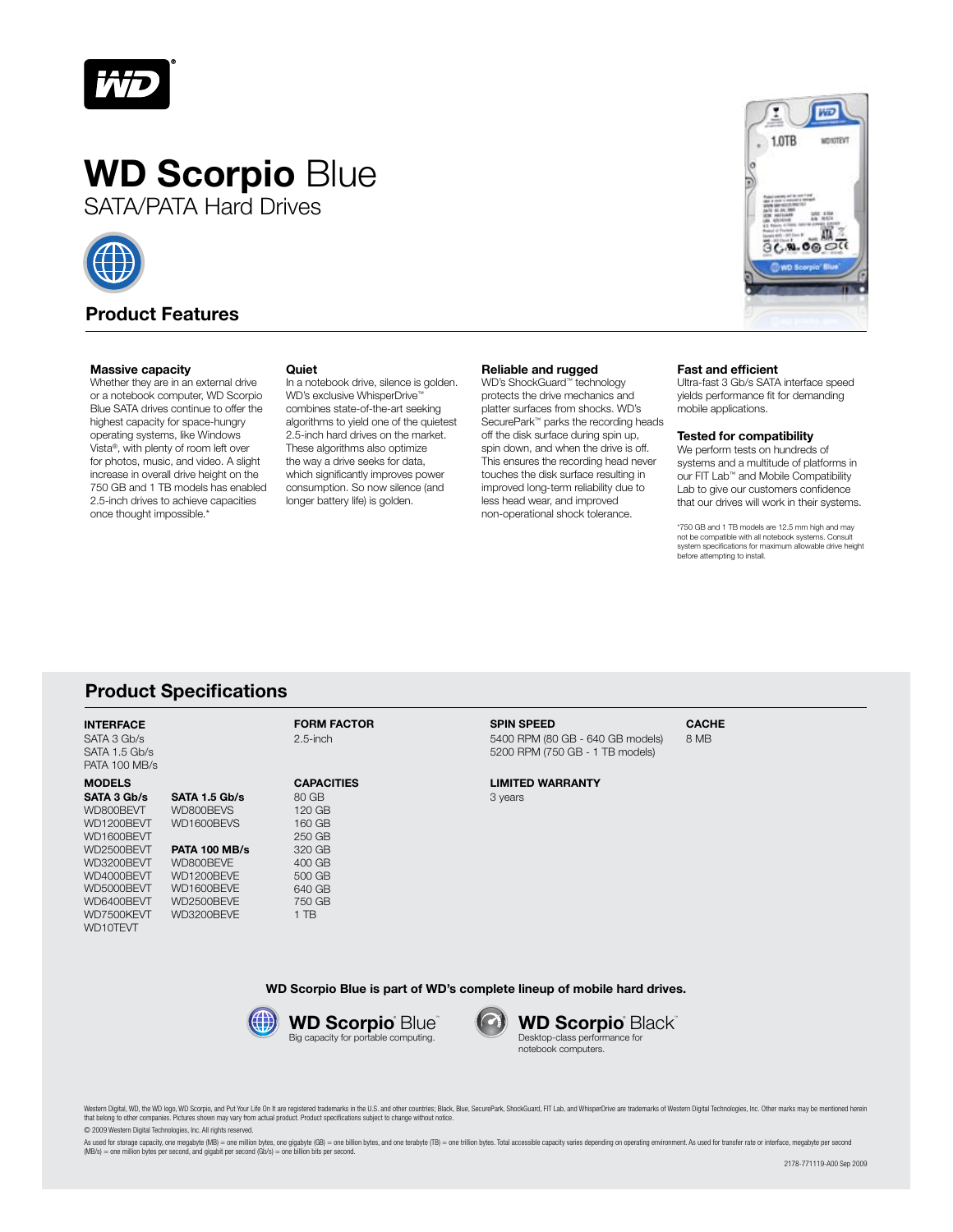# WD Scorpio Blue

SATA/PATA Hard Drives

## Product Features

### Massive capacity

Whether they are in an external drive or a notebook computer, WD Scorpio Blue SATA drives continue to offer the highest capacity for space-hungry operating systems, like Windows Vista®, with plenty of room left over for photos, music, and video. A slight increase in overall drive height on the 750 GB and 1 TB models has enabled 2.5-inch drives to achieve capacities once thought impossible.*

### Quiet

In a notebook drive, silence is golden. WD's exclusive WhisperDrive™ combines state-of-the-art seeking algorithms to yield one of the quietest 2.5-inch hard drives on the market. These algorithms also optimize the way a drive seeks for data, which significantly improves power consumption. So now silence (and longer battery life) is golden.

### Reliable and rugged

WD's ShockGuard™ technology protects the drive mechanics and platter surfaces from shocks. WD's SecurePark™ parks the recording heads off the disk surface during spin up, spin down, and when the drive is off. This ensures the recording head never touches the disk surface resulting in improved long-term reliability due to less head wear, and improved non-operational shock tolerance.

### Fast and efficient

Ultra-fast 3 Gb/s SATA interface speed yields performance fit for demanding mobile applications.

### Tested for compatibility

We perform tests on hundreds of systems and a multitude of platforms in our FIT Lab™ and Mobile Compatibility Lab to give our customers confidence that our drives will work in their systems.

*750 GB and 1 TB models are 12.5 mm high and may not be compatible with all notebook systems. Consult system specifications for maximum allowable drive height before attempting to install.

## Product Specifications

**INTERFACE**
SATA 3 Gb/s
SATA 1.5 Gb/s
PATA 100 MB/s

**FORM FACTOR**
2.5-inch

**SPIN SPEED**
5400 RPM (80 GB - 640 GB models)
5200 RPM (750 GB - 1 TB models)

**CACHE**
8 MB

**MODELS**

**SATA 3 Gb/s**
WD800BEVT
WD1200BEVT
WD1600BEVT
WD2500BEVT
WD3200BEVT
WD4000BEVT
WD5000BEVT
WD6400BEVT
WD7500KEVT
WD10TEVT

**SATA 1.5 Gb/s**
WD800BEVS
WD1600BEVS

**PATA 100 MB/s**
WD800BEVE
WD1200BEVE
WD1600BEVE
WD2500BEVE
WD3200BEVE

**CAPACITIES**
80 GB
120 GB
160 GB
250 GB
320 GB
400 GB
500 GB
640 GB
750 GB
1 TB

**LIMITED WARRANTY**
3 years

**WD Scorpio Blue is part of WD's complete lineup of mobile hard drives.**

**WD Scorpio** Blue™
Big capacity for portable computing.

**WD Scorpio** Black™
Desktop-class performance for notebook computers.

Western Digital, WD, the WD logo, WD Scorpio, and Put Your Life On It are registered trademarks in the U.S. and other countries; Black, Blue, SecurePark, ShockGuard, FIT Lab, and WhisperDrive are trademarks of Western Digital Technologies, Inc. Other marks may be mentioned herein that belong to other companies. Pictures shown may vary from actual product. Product specifications subject to change without notice.

© 2009 Western Digital Technologies, Inc. All rights reserved.

As used for storage capacity, one megabyte (MB) = one million bytes, one gigabyte (GB) = one billion bytes, and one terabyte (TB) = one trillion bytes. Total accessible capacity varies depending on operating environment. As used for transfer rate or interface, megabyte per second (MB/s) = one million bytes per second, and gigabit per second (Gb/s) = one billion bits per second.

2178-771119-A00 Sep 2009